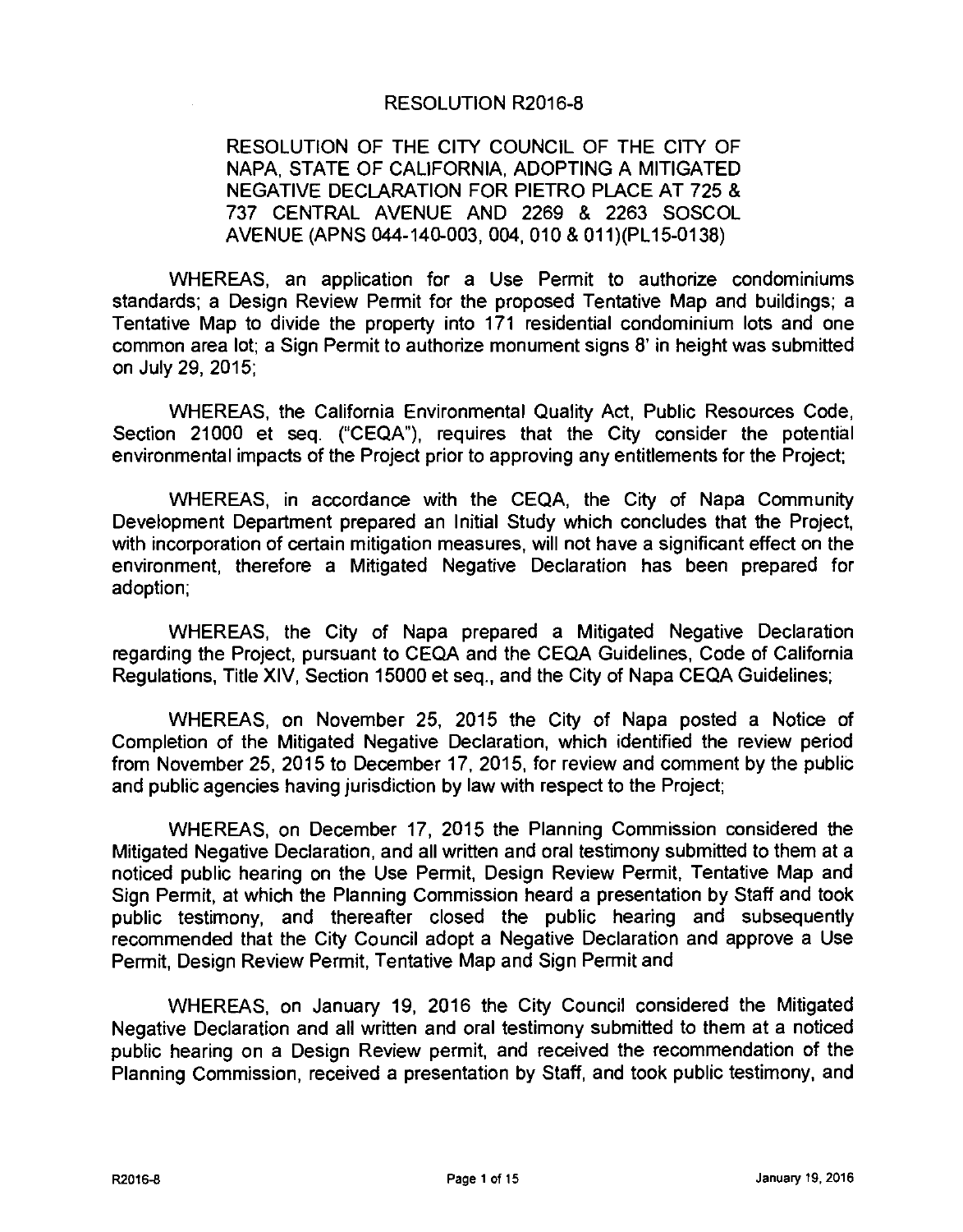# RESOLUTION R2016-8

## RESOLUTION OF THE CITY COUNCIL OF THE CITY OF NAPA, STATE OF CALIFORNIA, ADOPTING A MITIGATED NEGATIVE DECLARATION FOR PIETRO PLACE AT 725 & 737 CENTRAL AVENUE AND 2269 & 2263 SOSCOL AVENUE (APNS 044-140-003, 004, 010 & 011)(PL15-0138)

WHEREAS, an application for a Use Permit to authorize condominiums standards; a Design Review Permit for the proposed Tentative Map and buildings; a Tentative Map to divide the property into 171 residential condominium lots and one common area lot; a Sign Permit to authorize monument signs 8' in height was submitted on July 29, 2015;

WHEREAS, the California Environmental Quality Act, Public Resources Code, Section 21000 et seq. ("CEQA"), requires that the City consider the potential environmental impacts of the Project prior to approving any entitlements for the Project;

WHEREAS, in accordance with the CEQA, the City of Napa Community Development Department prepared an Initial Study which concludes that the Project, with incorporation of certain mitigation measures, will not have a significant effect on the environment, therefore a Mitigated Negative Declaration has been prepared for adoption;

WHEREAS, the City of Napa prepared a Mitigated Negative Declaration regarding the Project, pursuant to CEQA and the CEQA Guidelines, Code of California Regulations, Title XIV, Section 15000 et seq., and the City of Napa CEQA Guidelines;

WHEREAS, on November 25, 2015 the City of Napa posted a Notice of Completion of the Mitigated Negative Declaration, which identified the review period from November 25, 2015 to December 17, 2015, for review and comment by the public and public agencies having jurisdiction by law with respect to the Project;

WHEREAS, on December 17, 2015 the Planning Commission considered the Mitigated Negative Declaration, and all written and oral testimony submitted to them at a noticed public hearing on the Use Permit, Design Review Permit, Tentative Map and Sign Permit, at which the Planning Commission heard a presentation by Staff and took public testimony, and thereafter closed the public hearing and subsequently recommended that the City Council adopt a Negative Declaration and approve a Use Permit, Design Review Permit, Tentative Map and Sign Permit and

WHEREAS, on January 19, 2016 the City Council considered the Mitigated Negative Declaration and all written and oral testimony submitted to them at a noticed public hearing on a Design Review permit, and received the recommendation of the Planning Commission, received a presentation by Staff, and took public testimony, and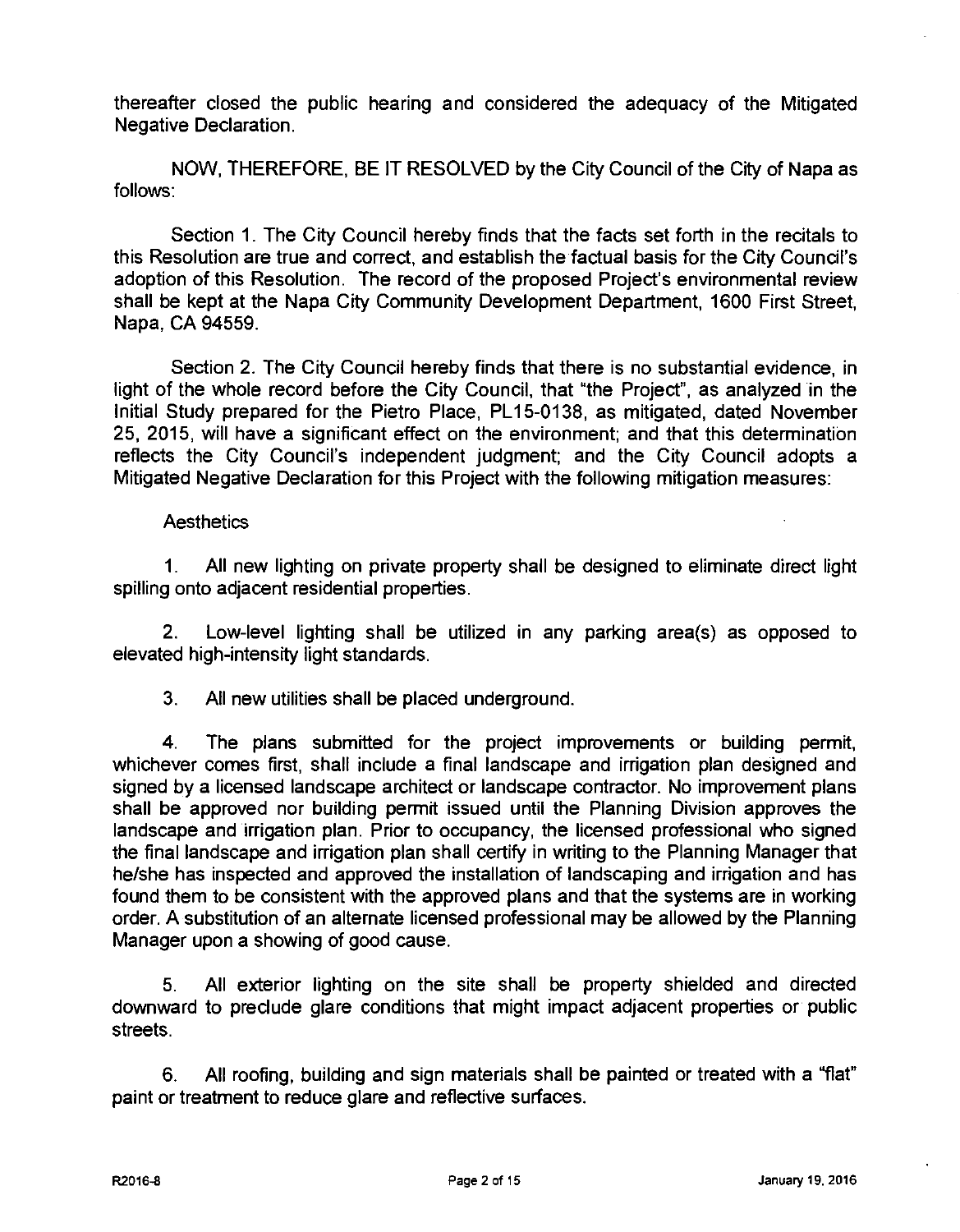thereafter closed the public hearing and considered the adequacy of the Mitigated Negative Declaration.

NOW, THEREFORE, BE IT RESOLVED by the City Council of the City of Napa as follows:

Section 1. The City Council hereby finds that the facts set forth in the recitals to this Resolution are true and correct, and establish the factual basis for the City Council's adoption of this Resolution. The record of the proposed Project's environmental review shall be kept at the Napa City Community Development Department, 1600 First Street, Napa, CA 94559.

Section 2. The City Council hereby finds that there is no substantial evidence, in light of the whole record before the City Council, that "the Project", as analyzed in the Initial Study prepared for the Pietro Place, PL15-0138, as mitigated, dated November 25, 2015, will have a significant effect on the environment; and that this determination reflects the City Council's independent judgment; and the City Council adopts a Mitigated Negative Declaration for this Project with the following mitigation measures:

Aesthetics

1. All new lighting on private property shall be designed to eliminate direct light spilling onto adjacent residential properties.

2. Low-level lighting shall be utilized in any parking area(s) as opposed to elevated high-intensity light standards.

3. All new utilities shall be placed underground.

4. The plans submitted for the project improvements or building permit, whichever comes first, shall include a final landscape and irrigation plan designed and signed by a licensed landscape architect or landscape contractor. No improvement plans shall be approved nor building permit issued until the Planning Division approves the landscape and irrigation plan. Prior to occupancy, the licensed professional who signed the final landscape and irrigation plan shall certify in writing to the Planning Manager that he/she has inspected and approved the installation of landscaping and irrigation and has found them to be consistent with the approved plans and that the systems are in working order. A substitution of an alternate licensed professional may be allowed by the Planning Manager upon a showing of good cause.

5. All exterior lighting on the site shall be property shielded and directed downward to preclude glare conditions that might impact adjacent properties or public streets.

6. All roofing, building and sign materials shall be painted or treated with a "flat" paint or treatment to reduce glare and reflective surfaces.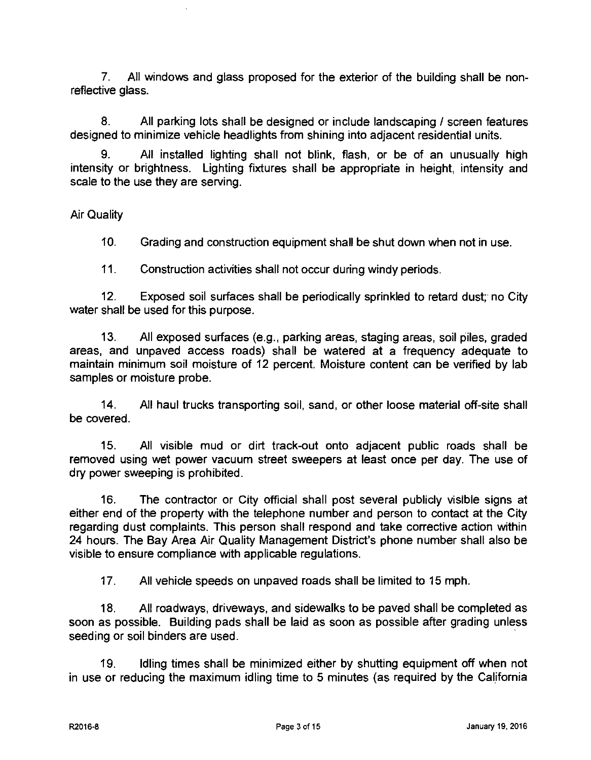7. All windows and glass proposed for the exterior of the building shall be non-reflective glass.

8. All parking lots shall be designed or include landscaping / screen features designed to minimize vehicle headlights from shining into adjacent residential units.

9. All installed lighting shall not blink, flash, or be of an unusually high intensity or brightness. Lighting fixtures shall be appropriate in height, intensity and scale to the use they are serving.

Air Quality

10. Grading and construction equipment shall be shut down when not in use.

11. Construction activities shall not occur during windy periods.

12. Exposed soil surfaces shall be periodically sprinkled to retard dust; no City water shall be used for this purpose.

13. All exposed surfaces (e.g., parking areas, staging areas, soil piles, graded areas, and unpaved access roads) shall be watered at a frequency adequate to maintain minimum soil moisture of 12 percent. Moisture content can be verified by lab samples or moisture probe.

14. All haul trucks transporting soil, sand, or other loose material off-site shall be covered.

15. All visible mud or dirt track-out onto adjacent public roads shall be removed using wet power vacuum street sweepers at least once per day. The use of dry power sweeping is prohibited.

16. The contractor or City official shall post several publicly visible signs at either end of the property with the telephone number and person to contact at the City regarding dust complaints. This person shall respond and take corrective action within 24 hours. The Bay Area Air Quality Management District's phone number shall also be visible to ensure compliance with applicable regulations.

17. All vehicle speeds on unpaved roads shall be limited to 15 mph.

18. All roadways, driveways, and sidewalks to be paved shall be completed as soon as possible. Building pads shall be laid as soon as possible after grading unless seeding or soil binders are used.

19. Idling times shall be minimized either by shutting equipment off when not in use or reducing the maximum idling time to 5 minutes (as required by the California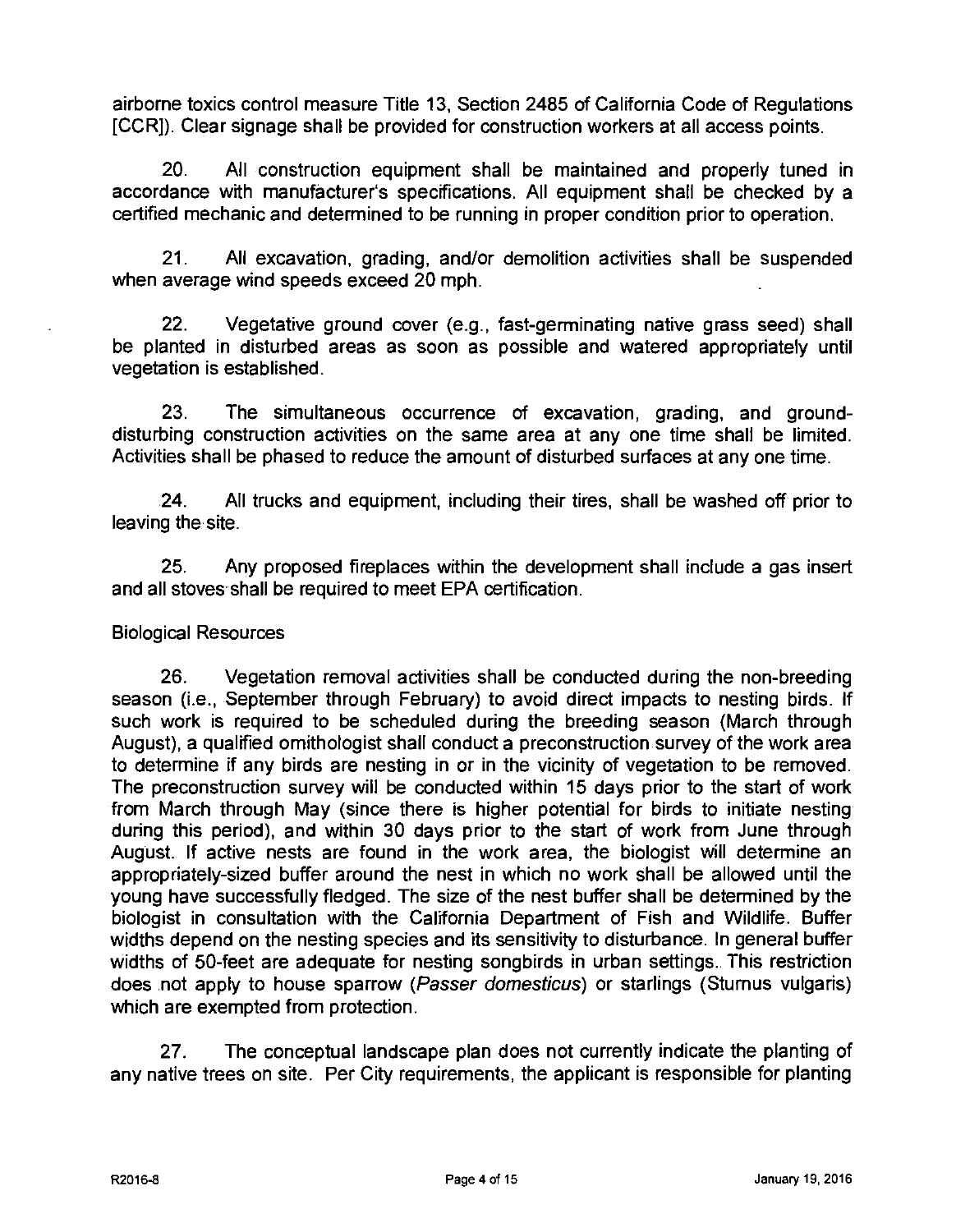airborne toxics control measure Title 13, Section 2485 of California Code of Regulations [CCR]). Clear signage shall be provided for construction workers at all access points.

20. All construction equipment shall be maintained and properly tuned in accordance with manufacturer's specifications. All equipment shall be checked by a certified mechanic and determined to be running in proper condition prior to operation.

21. All excavation, grading, and/or demolition activities shall be suspended when average wind speeds exceed 20 mph.

22. Vegetative ground cover (e.g., fast-germinating native grass seed) shall be planted in disturbed areas as soon as possible and watered appropriately until vegetation is established.

23. The simultaneous occurrence of excavation, grading, and ground-disturbing construction activities on the same area at any one time shall be limited. Activities shall be phased to reduce the amount of disturbed surfaces at any one time.

24. All trucks and equipment, including their tires, shall be washed off prior to leaving the site.

25. Any proposed fireplaces within the development shall include a gas insert and all stoves shall be required to meet EPA certification.

Biological Resources

26. Vegetation removal activities shall be conducted during the non-breeding season (i.e., September through February) to avoid direct impacts to nesting birds. If such work is required to be scheduled during the breeding season (March through August), a qualified ornithologist shall conduct a preconstruction survey of the work area to determine if any birds are nesting in or in the vicinity of vegetation to be removed. The preconstruction survey will be conducted within 15 days prior to the start of work from March through May (since there is higher potential for birds to initiate nesting during this period), and within 30 days prior to the start of work from June through August. If active nests are found in the work area, the biologist will determine an appropriately-sized buffer around the nest in which no work shall be allowed until the young have successfully fledged. The size of the nest buffer shall be determined by the biologist in consultation with the California Department of Fish and Wildlife. Buffer widths depend on the nesting species and its sensitivity to disturbance. In general buffer widths of 50-feet are adequate for nesting songbirds in urban settings. This restriction does not apply to house sparrow (*Passer domesticus*) or starlings (Sturnus vulgaris) which are exempted from protection.

27. The conceptual landscape plan does not currently indicate the planting of any native trees on site. Per City requirements, the applicant is responsible for planting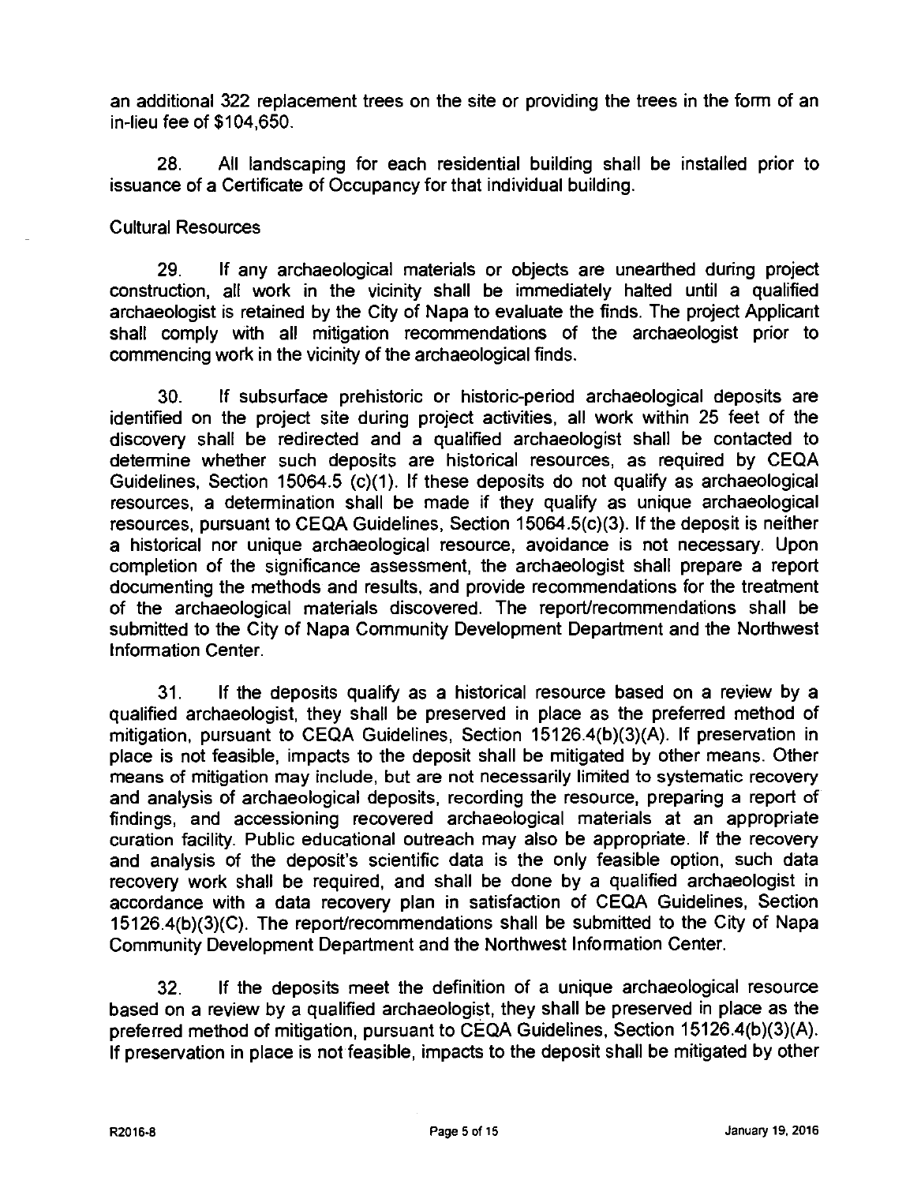an additional 322 replacement trees on the site or providing the trees in the form of an in-lieu fee of $104,650.

28. All landscaping for each residential building shall be installed prior to issuance of a Certificate of Occupancy for that individual building.

Cultural Resources

29. If any archaeological materials or objects are unearthed during project construction, all work in the vicinity shall be immediately halted until a qualified archaeologist is retained by the City of Napa to evaluate the finds. The project Applicant shall comply with all mitigation recommendations of the archaeologist prior to commencing work in the vicinity of the archaeological finds.

30. If subsurface prehistoric or historic-period archaeological deposits are identified on the project site during project activities, all work within 25 feet of the discovery shall be redirected and a qualified archaeologist shall be contacted to determine whether such deposits are historical resources, as required by CEQA Guidelines, Section 15064.5 (c)(1). If these deposits do not qualify as archaeological resources, a determination shall be made if they qualify as unique archaeological resources, pursuant to CEQA Guidelines, Section 15064.5(c)(3). If the deposit is neither a historical nor unique archaeological resource, avoidance is not necessary. Upon completion of the significance assessment, the archaeologist shall prepare a report documenting the methods and results, and provide recommendations for the treatment of the archaeological materials discovered. The report/recommendations shall be submitted to the City of Napa Community Development Department and the Northwest Information Center.

31. If the deposits qualify as a historical resource based on a review by a qualified archaeologist, they shall be preserved in place as the preferred method of mitigation, pursuant to CEQA Guidelines, Section 15126.4(b)(3)(A). If preservation in place is not feasible, impacts to the deposit shall be mitigated by other means. Other means of mitigation may include, but are not necessarily limited to systematic recovery and analysis of archaeological deposits, recording the resource, preparing a report of findings, and accessioning recovered archaeological materials at an appropriate curation facility. Public educational outreach may also be appropriate. If the recovery and analysis of the deposit's scientific data is the only feasible option, such data recovery work shall be required, and shall be done by a qualified archaeologist in accordance with a data recovery plan in satisfaction of CEQA Guidelines, Section 15126.4(b)(3)(C). The report/recommendations shall be submitted to the City of Napa Community Development Department and the Northwest Information Center.

32. If the deposits meet the definition of a unique archaeological resource based on a review by a qualified archaeologist, they shall be preserved in place as the preferred method of mitigation, pursuant to CEQA Guidelines, Section 15126.4(b)(3)(A). If preservation in place is not feasible, impacts to the deposit shall be mitigated by other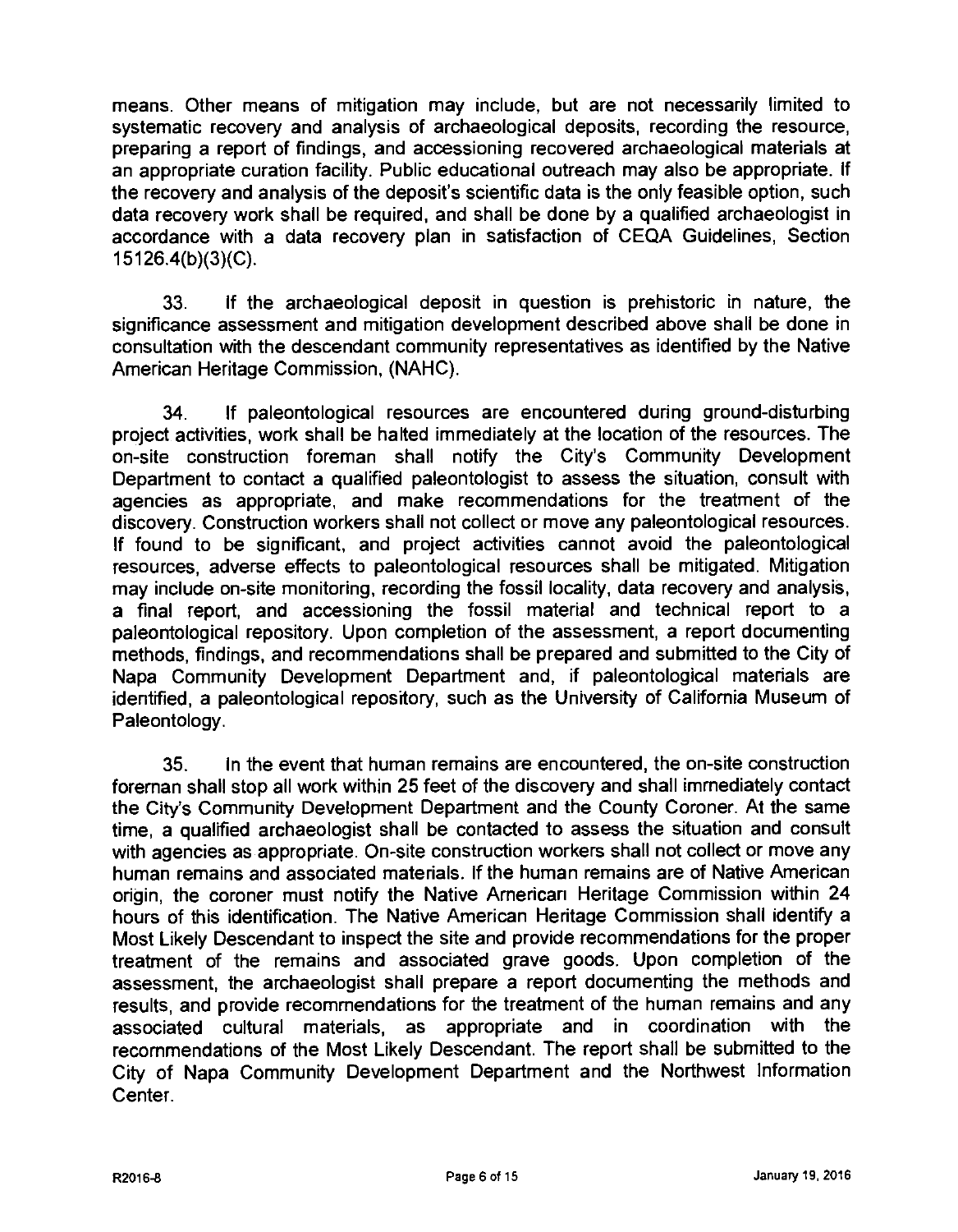means. Other means of mitigation may include, but are not necessarily limited to systematic recovery and analysis of archaeological deposits, recording the resource, preparing a report of findings, and accessioning recovered archaeological materials at an appropriate curation facility. Public educational outreach may also be appropriate. If the recovery and analysis of the deposit's scientific data is the only feasible option, such data recovery work shall be required, and shall be done by a qualified archaeologist in accordance with a data recovery plan in satisfaction of CEQA Guidelines, Section 15126.4(b)(3)(C).

33. If the archaeological deposit in question is prehistoric in nature, the significance assessment and mitigation development described above shall be done in consultation with the descendant community representatives as identified by the Native American Heritage Commission, (NAHC).

34. If paleontological resources are encountered during ground-disturbing project activities, work shall be halted immediately at the location of the resources. The on-site construction foreman shall notify the City's Community Development Department to contact a qualified paleontologist to assess the situation, consult with agencies as appropriate, and make recommendations for the treatment of the discovery. Construction workers shall not collect or move any paleontological resources. If found to be significant, and project activities cannot avoid the paleontological resources, adverse effects to paleontological resources shall be mitigated. Mitigation may include on-site monitoring, recording the fossil locality, data recovery and analysis, a final report, and accessioning the fossil material and technical report to a paleontological repository. Upon completion of the assessment, a report documenting methods, findings, and recommendations shall be prepared and submitted to the City of Napa Community Development Department and, if paleontological materials are identified, a paleontological repository, such as the University of California Museum of Paleontology.

35. In the event that human remains are encountered, the on-site construction foreman shall stop all work within 25 feet of the discovery and shall immediately contact the City's Community Development Department and the County Coroner. At the same time, a qualified archaeologist shall be contacted to assess the situation and consult with agencies as appropriate. On-site construction workers shall not collect or move any human remains and associated materials. If the human remains are of Native American origin, the coroner must notify the Native American Heritage Commission within 24 hours of this identification. The Native American Heritage Commission shall identify a Most Likely Descendant to inspect the site and provide recommendations for the proper treatment of the remains and associated grave goods. Upon completion of the assessment, the archaeologist shall prepare a report documenting the methods and results, and provide recommendations for the treatment of the human remains and any associated cultural materials, as appropriate and in coordination with the recommendations of the Most Likely Descendant. The report shall be submitted to the City of Napa Community Development Department and the Northwest Information Center.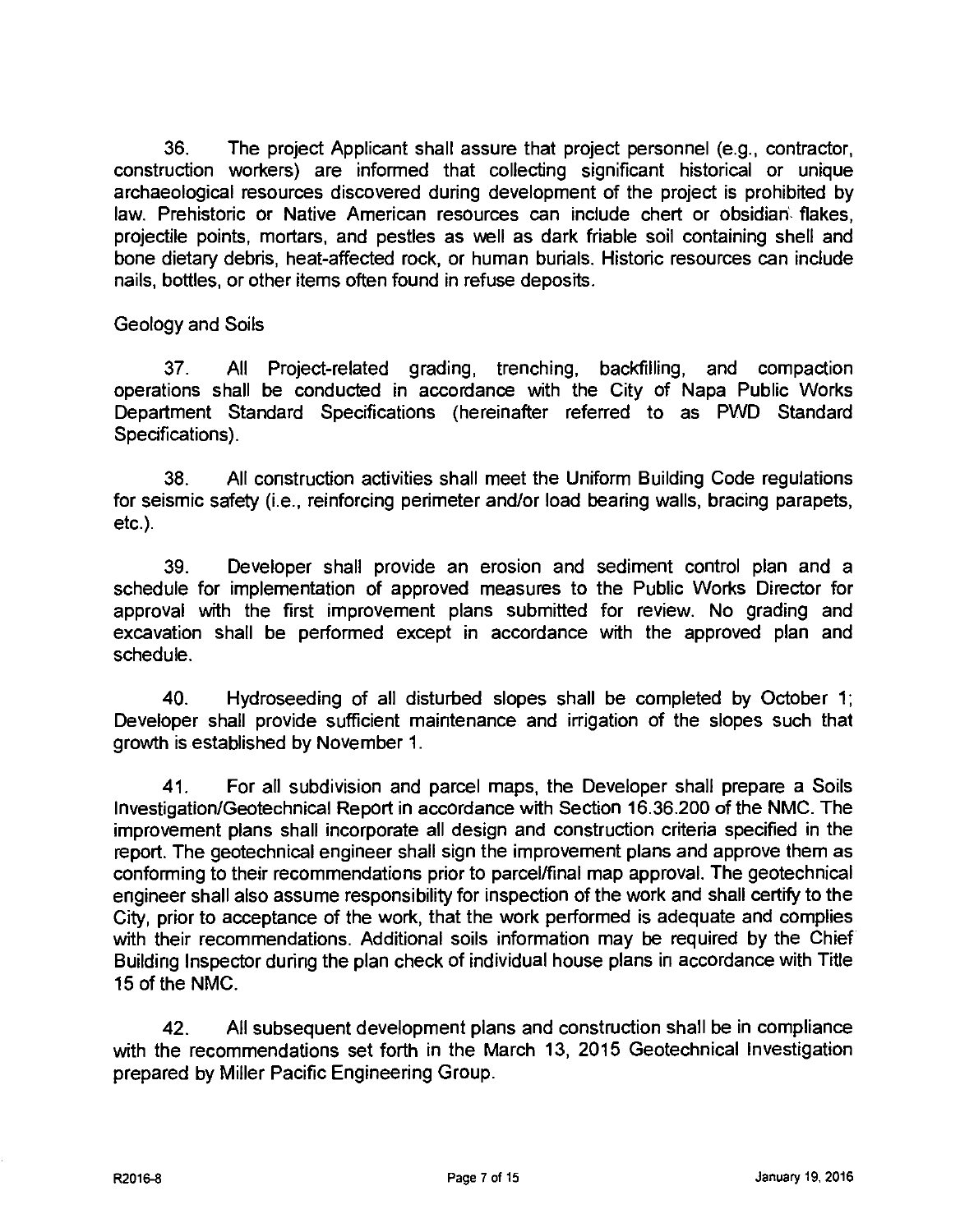36. The project Applicant shall assure that project personnel (e.g., contractor, construction workers) are informed that collecting significant historical or unique archaeological resources discovered during development of the project is prohibited by law. Prehistoric or Native American resources can include chert or obsidian flakes, projectile points, mortars, and pestles as well as dark friable soil containing shell and bone dietary debris, heat-affected rock, or human burials. Historic resources can include nails, bottles, or other items often found in refuse deposits.

Geology and Soils

37. All Project-related grading, trenching, backfilling, and compaction operations shall be conducted in accordance with the City of Napa Public Works Department Standard Specifications (hereinafter referred to as PWD Standard Specifications).

38. All construction activities shall meet the Uniform Building Code regulations for seismic safety (i.e., reinforcing perimeter and/or load bearing walls, bracing parapets, etc.).

39. Developer shall provide an erosion and sediment control plan and a schedule for implementation of approved measures to the Public Works Director for approval with the first improvement plans submitted for review. No grading and excavation shall be performed except in accordance with the approved plan and schedule.

40. Hydroseeding of all disturbed slopes shall be completed by October 1; Developer shall provide sufficient maintenance and irrigation of the slopes such that growth is established by November 1.

41. For all subdivision and parcel maps, the Developer shall prepare a Soils Investigation/Geotechnical Report in accordance with Section 16.36.200 of the NMC. The improvement plans shall incorporate all design and construction criteria specified in the report. The geotechnical engineer shall sign the improvement plans and approve them as conforming to their recommendations prior to parcel/final map approval. The geotechnical engineer shall also assume responsibility for inspection of the work and shall certify to the City, prior to acceptance of the work, that the work performed is adequate and complies with their recommendations. Additional soils information may be required by the Chief Building Inspector during the plan check of individual house plans in accordance with Title 15 of the NMC.

42. All subsequent development plans and construction shall be in compliance with the recommendations set forth in the March 13, 2015 Geotechnical Investigation prepared by Miller Pacific Engineering Group.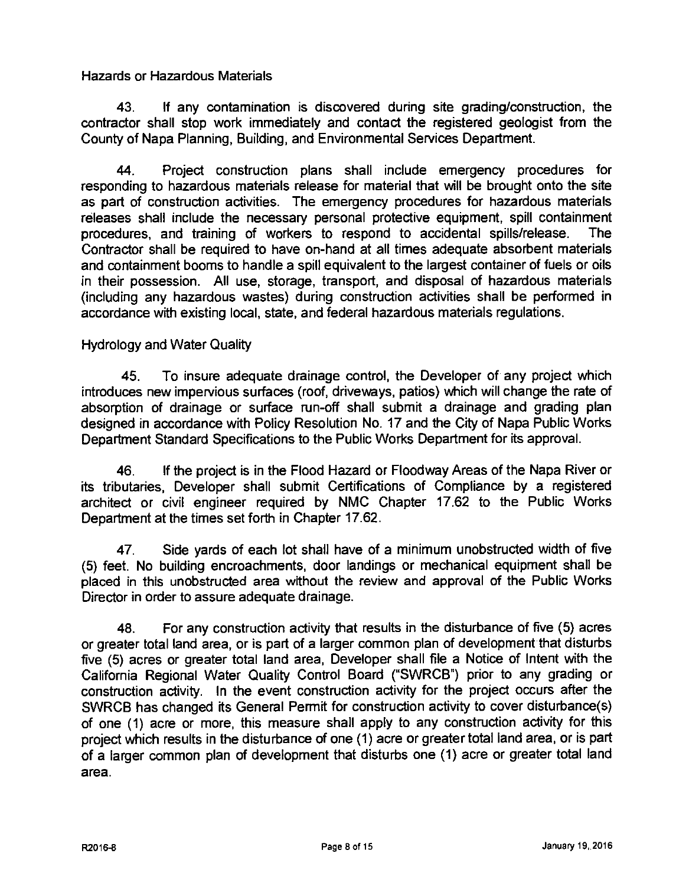## Hazards or Hazardous Materials

43. If any contamination is discovered during site grading/construction, the contractor shall stop work immediately and contact the registered geologist from the County of Napa Planning, Building, and Environmental Services Department.

44. Project construction plans shall include emergency procedures for responding to hazardous materials release for material that will be brought onto the site as part of construction activities. The emergency procedures for hazardous materials releases shall include the necessary personal protective equipment, spill containment procedures, and training of workers to respond to accidental spills/release. The Contractor shall be required to have on-hand at all times adequate absorbent materials and containment booms to handle a spill equivalent to the largest container of fuels or oils in their possession. All use, storage, transport, and disposal of hazardous materials (including any hazardous wastes) during construction activities shall be performed in accordance with existing local, state, and federal hazardous materials regulations.

## Hydrology and Water Quality

45. To insure adequate drainage control, the Developer of any project which introduces new impervious surfaces (roof, driveways, patios) which will change the rate of absorption of drainage or surface run-off shall submit a drainage and grading plan designed in accordance with Policy Resolution No. 17 and the City of Napa Public Works Department Standard Specifications to the Public Works Department for its approval.

46. If the project is in the Flood Hazard or Floodway Areas of the Napa River or its tributaries, Developer shall submit Certifications of Compliance by a registered architect or civil engineer required by NMC Chapter 17.62 to the Public Works Department at the times set forth in Chapter 17.62.

47. Side yards of each lot shall have of a minimum unobstructed width of five (5) feet. No building encroachments, door landings or mechanical equipment shall be placed in this unobstructed area without the review and approval of the Public Works Director in order to assure adequate drainage.

48. For any construction activity that results in the disturbance of five (5) acres or greater total land area, or is part of a larger common plan of development that disturbs five (5) acres or greater total land area, Developer shall file a Notice of Intent with the California Regional Water Quality Control Board ("SWRCB") prior to any grading or construction activity. In the event construction activity for the project occurs after the SWRCB has changed its General Permit for construction activity to cover disturbance(s) of one (1) acre or more, this measure shall apply to any construction activity for this project which results in the disturbance of one (1) acre or greater total land area, or is part of a larger common plan of development that disturbs one (1) acre or greater total land area.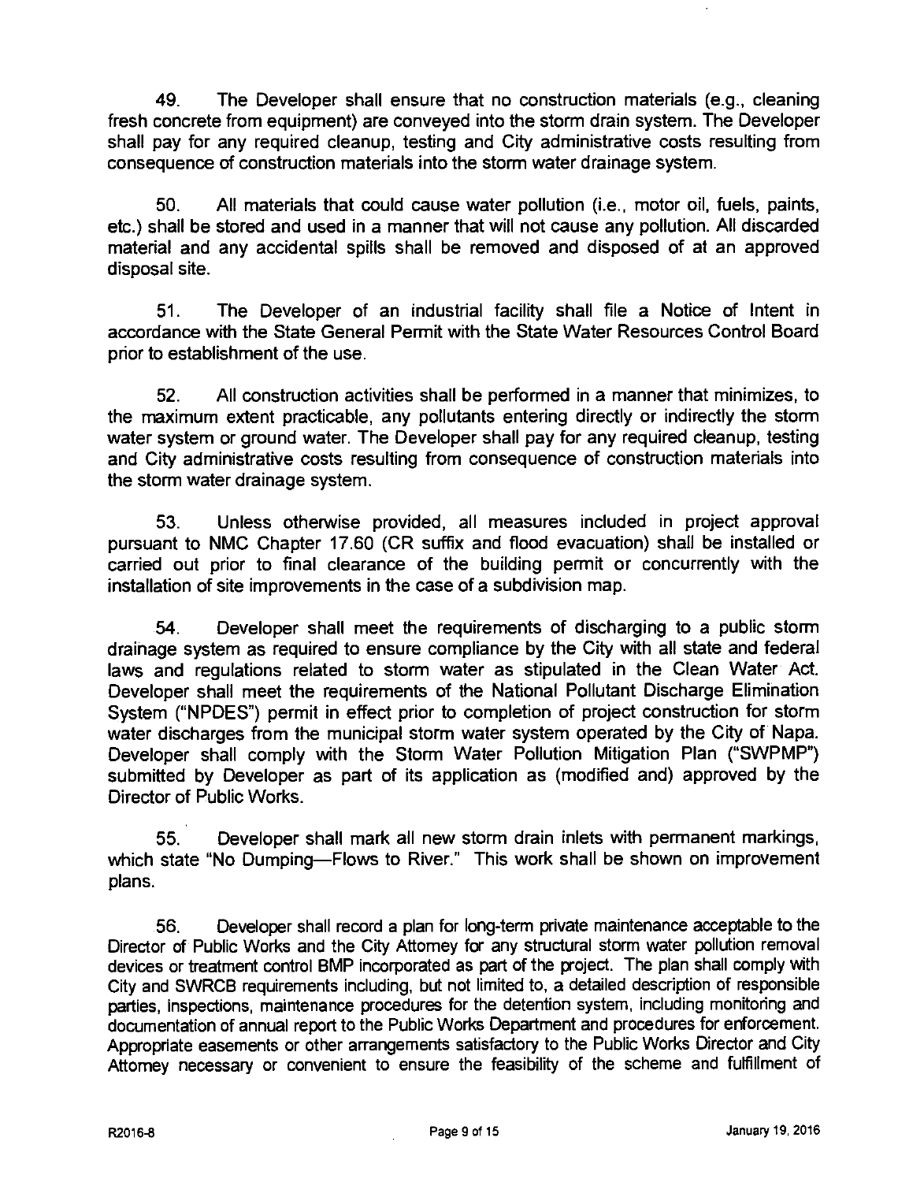49. The Developer shall ensure that no construction materials (e.g., cleaning fresh concrete from equipment) are conveyed into the storm drain system. The Developer shall pay for any required cleanup, testing and City administrative costs resulting from consequence of construction materials into the storm water drainage system.

50. All materials that could cause water pollution (i.e., motor oil, fuels, paints, etc.) shall be stored and used in a manner that will not cause any pollution. All discarded material and any accidental spills shall be removed and disposed of at an approved disposal site.

51. The Developer of an industrial facility shall file a Notice of Intent in accordance with the State General Permit with the State Water Resources Control Board prior to establishment of the use.

52. All construction activities shall be performed in a manner that minimizes, to the maximum extent practicable, any pollutants entering directly or indirectly the storm water system or ground water. The Developer shall pay for any required cleanup, testing and City administrative costs resulting from consequence of construction materials into the storm water drainage system.

53. Unless otherwise provided, all measures included in project approval pursuant to NMC Chapter 17.60 (CR suffix and flood evacuation) shall be installed or carried out prior to final clearance of the building permit or concurrently with the installation of site improvements in the case of a subdivision map.

54. Developer shall meet the requirements of discharging to a public storm drainage system as required to ensure compliance by the City with all state and federal laws and regulations related to storm water as stipulated in the Clean Water Act. Developer shall meet the requirements of the National Pollutant Discharge Elimination System ("NPDES") permit in effect prior to completion of project construction for storm water discharges from the municipal storm water system operated by the City of Napa. Developer shall comply with the Storm Water Pollution Mitigation Plan ("SWPMP") submitted by Developer as part of its application as (modified and) approved by the Director of Public Works.

55. Developer shall mark all new storm drain inlets with permanent markings, which state "No Dumping—Flows to River." This work shall be shown on improvement plans.

56. Developer shall record a plan for long-term private maintenance acceptable to the Director of Public Works and the City Attorney for any structural storm water pollution removal devices or treatment control BMP incorporated as part of the project. The plan shall comply with City and SWRCB requirements including, but not limited to, a detailed description of responsible parties, inspections, maintenance procedures for the detention system, including monitoring and documentation of annual report to the Public Works Department and procedures for enforcement. Appropriate easements or other arrangements satisfactory to the Public Works Director and City Attorney necessary or convenient to ensure the feasibility of the scheme and fulfillment of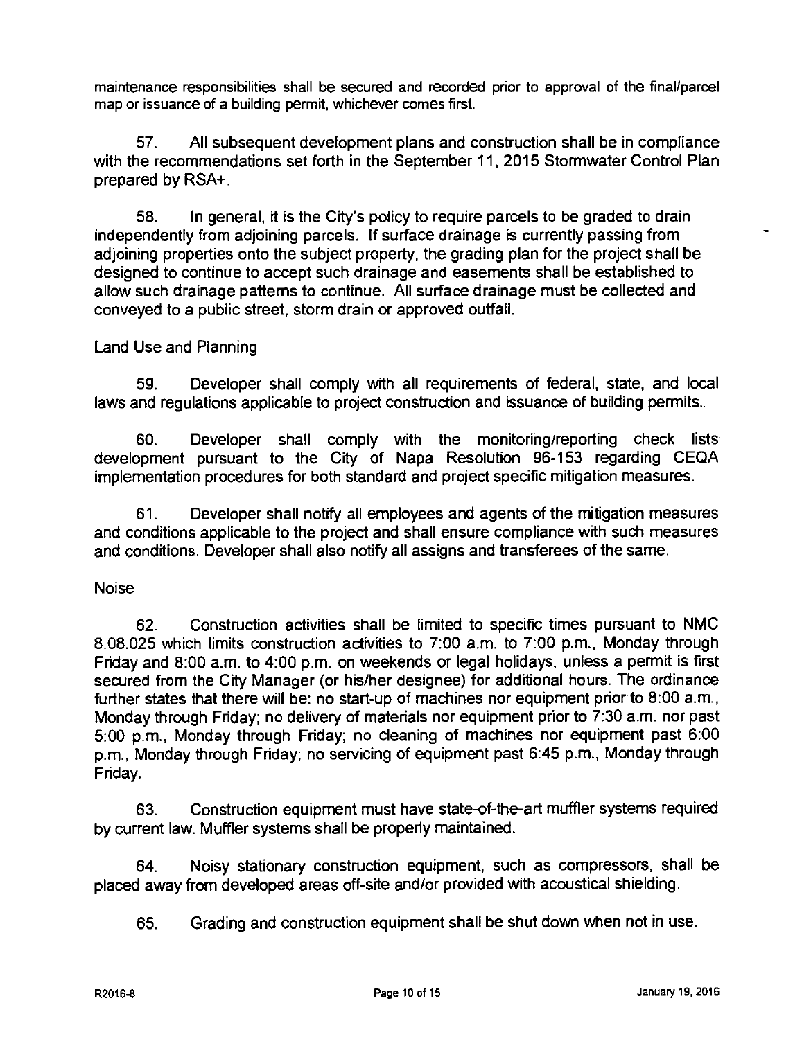maintenance responsibilities shall be secured and recorded prior to approval of the final/parcel map or issuance of a building permit, whichever comes first.

57. All subsequent development plans and construction shall be in compliance with the recommendations set forth in the September 11, 2015 Stormwater Control Plan prepared by RSA+.

58. In general, it is the City's policy to require parcels to be graded to drain independently from adjoining parcels. If surface drainage is currently passing from adjoining properties onto the subject property, the grading plan for the project shall be designed to continue to accept such drainage and easements shall be established to allow such drainage patterns to continue. All surface drainage must be collected and conveyed to a public street, storm drain or approved outfall.

Land Use and Planning

59. Developer shall comply with all requirements of federal, state, and local laws and regulations applicable to project construction and issuance of building permits.

60. Developer shall comply with the monitoring/reporting check lists development pursuant to the City of Napa Resolution 96-153 regarding CEQA implementation procedures for both standard and project specific mitigation measures.

61. Developer shall notify all employees and agents of the mitigation measures and conditions applicable to the project and shall ensure compliance with such measures and conditions. Developer shall also notify all assigns and transferees of the same.

Noise

62. Construction activities shall be limited to specific times pursuant to NMC 8.08.025 which limits construction activities to 7:00 a.m. to 7:00 p.m., Monday through Friday and 8:00 a.m. to 4:00 p.m. on weekends or legal holidays, unless a permit is first secured from the City Manager (or his/her designee) for additional hours. The ordinance further states that there will be: no start-up of machines nor equipment prior to 8:00 a.m., Monday through Friday; no delivery of materials nor equipment prior to 7:30 a.m. nor past 5:00 p.m., Monday through Friday; no cleaning of machines nor equipment past 6:00 p.m., Monday through Friday; no servicing of equipment past 6:45 p.m., Monday through Friday.

63. Construction equipment must have state-of-the-art muffler systems required by current law. Muffler systems shall be properly maintained.

64. Noisy stationary construction equipment, such as compressors, shall be placed away from developed areas off-site and/or provided with acoustical shielding.

65. Grading and construction equipment shall be shut down when not in use.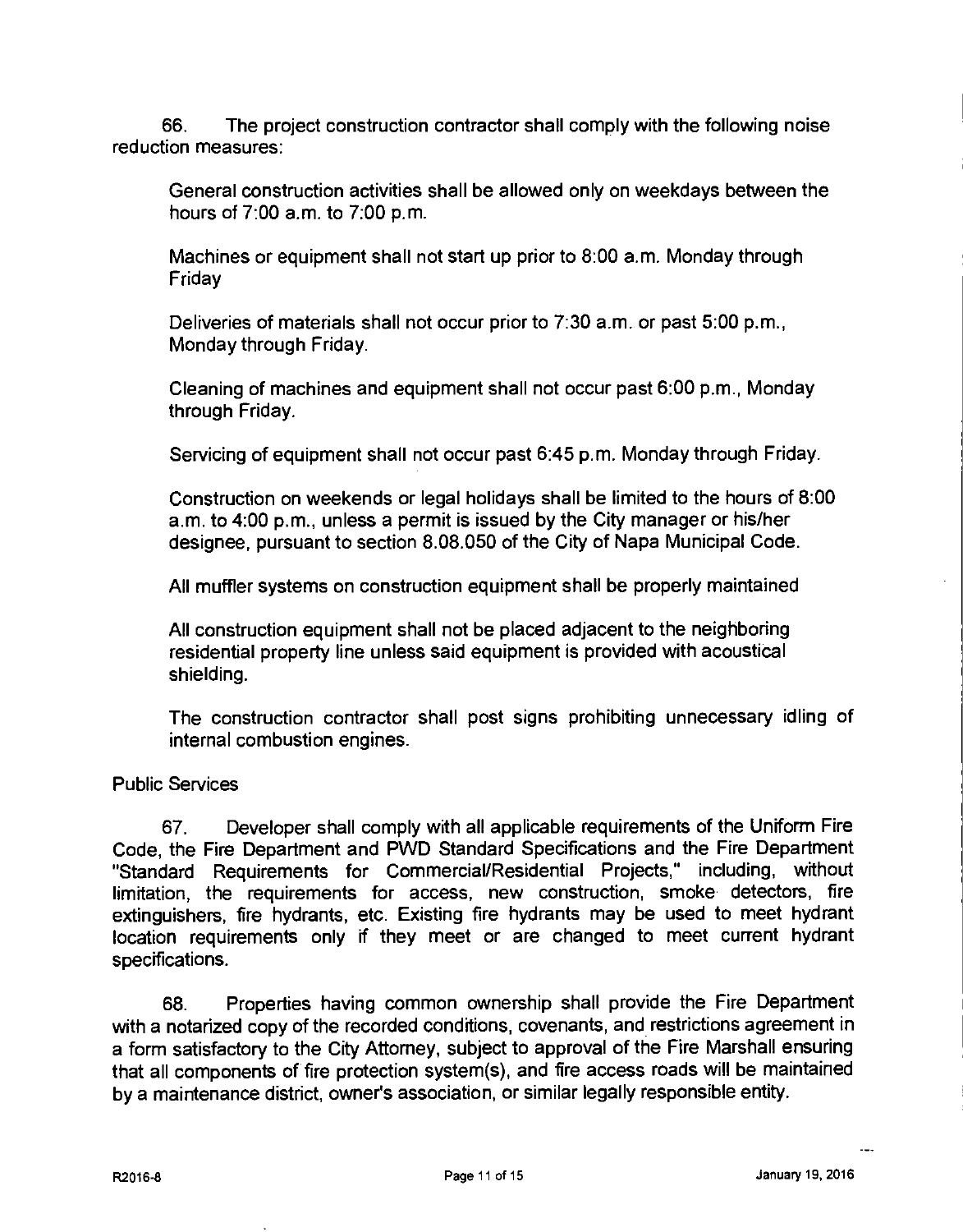66. The project construction contractor shall comply with the following noise reduction measures:

General construction activities shall be allowed only on weekdays between the hours of 7:00 a.m. to 7:00 p.m.

Machines or equipment shall not start up prior to 8:00 a.m. Monday through Friday

Deliveries of materials shall not occur prior to 7:30 a.m. or past 5:00 p.m., Monday through Friday.

Cleaning of machines and equipment shall not occur past 6:00 p.m., Monday through Friday.

Servicing of equipment shall not occur past 6:45 p.m. Monday through Friday.

Construction on weekends or legal holidays shall be limited to the hours of 8:00 a.m. to 4:00 p.m., unless a permit is issued by the City manager or his/her designee, pursuant to section 8.08.050 of the City of Napa Municipal Code.

All muffler systems on construction equipment shall be properly maintained

All construction equipment shall not be placed adjacent to the neighboring residential property line unless said equipment is provided with acoustical shielding.

The construction contractor shall post signs prohibiting unnecessary idling of internal combustion engines.

Public Services

67. Developer shall comply with all applicable requirements of the Uniform Fire Code, the Fire Department and PWD Standard Specifications and the Fire Department "Standard Requirements for Commercial/Residential Projects," including, without limitation, the requirements for access, new construction, smoke detectors, fire extinguishers, fire hydrants, etc. Existing fire hydrants may be used to meet hydrant location requirements only if they meet or are changed to meet current hydrant specifications.

68. Properties having common ownership shall provide the Fire Department with a notarized copy of the recorded conditions, covenants, and restrictions agreement in a form satisfactory to the City Attorney, subject to approval of the Fire Marshall ensuring that all components of fire protection system(s), and fire access roads will be maintained by a maintenance district, owner's association, or similar legally responsible entity.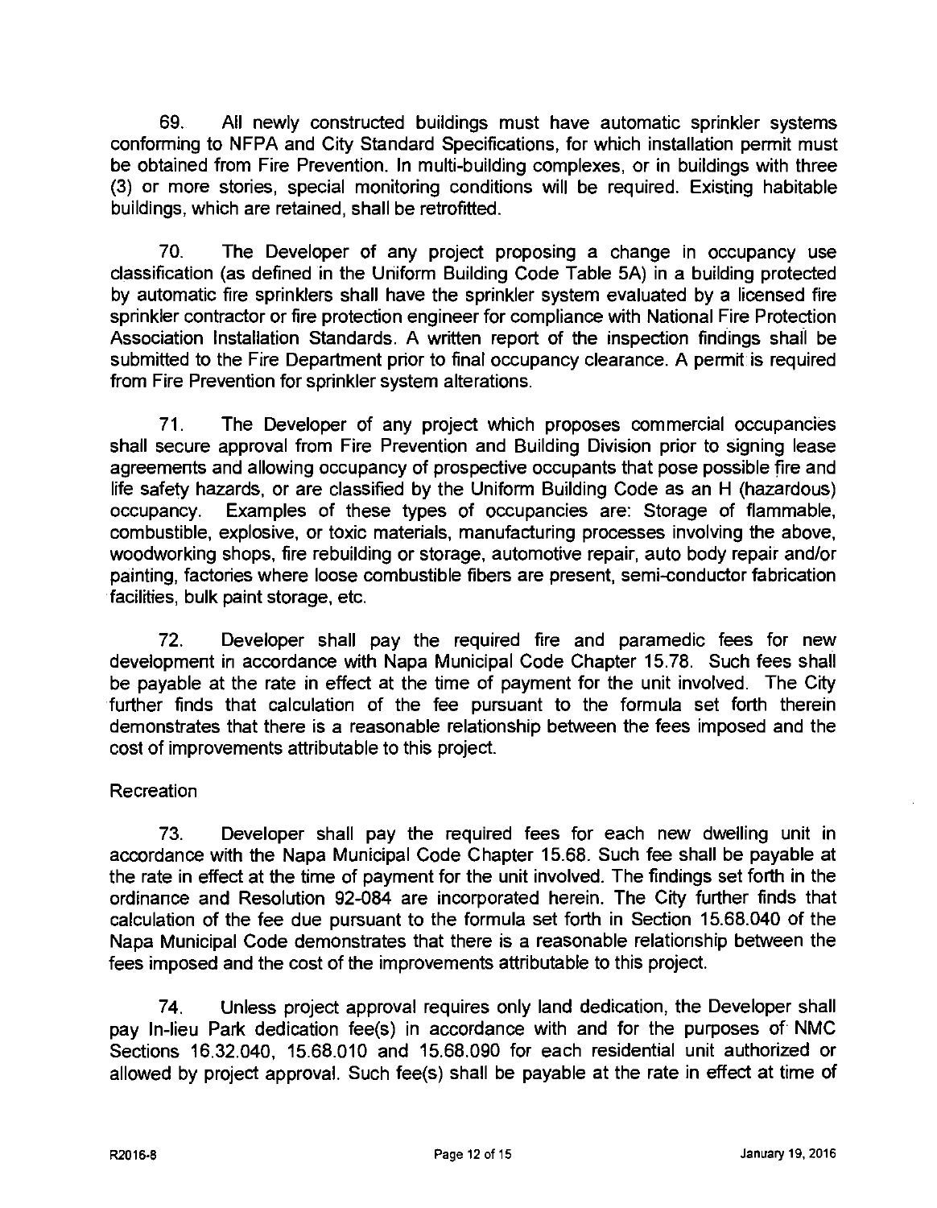69. All newly constructed buildings must have automatic sprinkler systems conforming to NFPA and City Standard Specifications, for which installation permit must be obtained from Fire Prevention. In multi-building complexes, or in buildings with three (3) or more stories, special monitoring conditions will be required. Existing habitable buildings, which are retained, shall be retrofitted.

70. The Developer of any project proposing a change in occupancy use classification (as defined in the Uniform Building Code Table 5A) in a building protected by automatic fire sprinklers shall have the sprinkler system evaluated by a licensed fire sprinkler contractor or fire protection engineer for compliance with National Fire Protection Association Installation Standards. A written report of the inspection findings shall be submitted to the Fire Department prior to final occupancy clearance. A permit is required from Fire Prevention for sprinkler system alterations.

71. The Developer of any project which proposes commercial occupancies shall secure approval from Fire Prevention and Building Division prior to signing lease agreements and allowing occupancy of prospective occupants that pose possible fire and life safety hazards, or are classified by the Uniform Building Code as an H (hazardous) occupancy. Examples of these types of occupancies are: Storage of flammable, combustible, explosive, or toxic materials, manufacturing processes involving the above, woodworking shops, fire rebuilding or storage, automotive repair, auto body repair and/or painting, factories where loose combustible fibers are present, semi-conductor fabrication facilities, bulk paint storage, etc.

72. Developer shall pay the required fire and paramedic fees for new development in accordance with Napa Municipal Code Chapter 15.78. Such fees shall be payable at the rate in effect at the time of payment for the unit involved. The City further finds that calculation of the fee pursuant to the formula set forth therein demonstrates that there is a reasonable relationship between the fees imposed and the cost of improvements attributable to this project.

Recreation

73. Developer shall pay the required fees for each new dwelling unit in accordance with the Napa Municipal Code Chapter 15.68. Such fee shall be payable at the rate in effect at the time of payment for the unit involved. The findings set forth in the ordinance and Resolution 92-084 are incorporated herein. The City further finds that calculation of the fee due pursuant to the formula set forth in Section 15.68.040 of the Napa Municipal Code demonstrates that there is a reasonable relationship between the fees imposed and the cost of the improvements attributable to this project.

74. Unless project approval requires only land dedication, the Developer shall pay In-lieu Park dedication fee(s) in accordance with and for the purposes of NMC Sections 16.32.040, 15.68.010 and 15.68.090 for each residential unit authorized or allowed by project approval. Such fee(s) shall be payable at the rate in effect at time of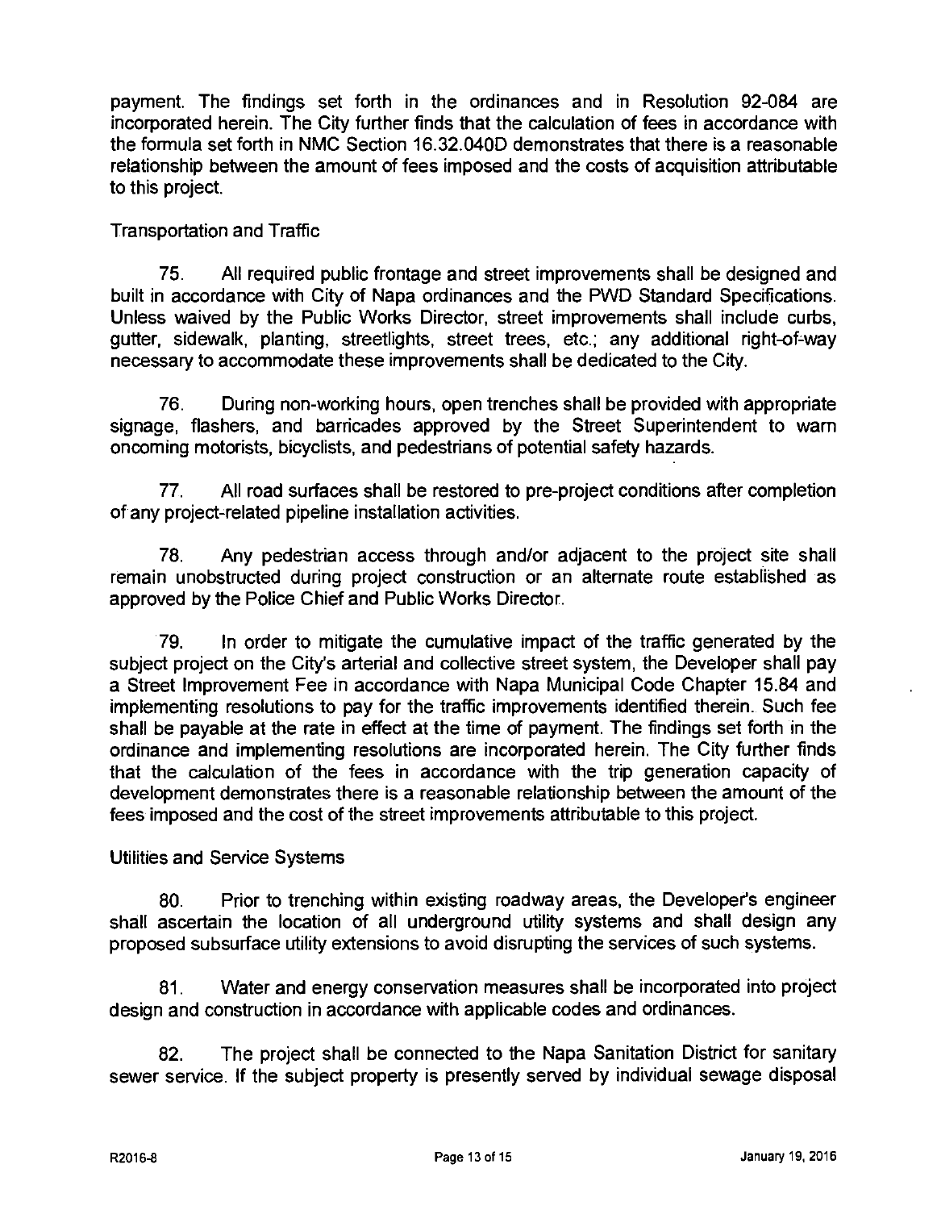payment. The findings set forth in the ordinances and in Resolution 92-084 are incorporated herein. The City further finds that the calculation of fees in accordance with the formula set forth in NMC Section 16.32.040D demonstrates that there is a reasonable relationship between the amount of fees imposed and the costs of acquisition attributable to this project.

Transportation and Traffic

75. All required public frontage and street improvements shall be designed and built in accordance with City of Napa ordinances and the PWD Standard Specifications. Unless waived by the Public Works Director, street improvements shall include curbs, gutter, sidewalk, planting, streetlights, street trees, etc.; any additional right-of-way necessary to accommodate these improvements shall be dedicated to the City.

76. During non-working hours, open trenches shall be provided with appropriate signage, flashers, and barricades approved by the Street Superintendent to warn oncoming motorists, bicyclists, and pedestrians of potential safety hazards.

77. All road surfaces shall be restored to pre-project conditions after completion of any project-related pipeline installation activities.

78. Any pedestrian access through and/or adjacent to the project site shall remain unobstructed during project construction or an alternate route established as approved by the Police Chief and Public Works Director.

79. In order to mitigate the cumulative impact of the traffic generated by the subject project on the City's arterial and collective street system, the Developer shall pay a Street Improvement Fee in accordance with Napa Municipal Code Chapter 15.84 and implementing resolutions to pay for the traffic improvements identified therein. Such fee shall be payable at the rate in effect at the time of payment. The findings set forth in the ordinance and implementing resolutions are incorporated herein. The City further finds that the calculation of the fees in accordance with the trip generation capacity of development demonstrates there is a reasonable relationship between the amount of the fees imposed and the cost of the street improvements attributable to this project.

Utilities and Service Systems

80. Prior to trenching within existing roadway areas, the Developer's engineer shall ascertain the location of all underground utility systems and shall design any proposed subsurface utility extensions to avoid disrupting the services of such systems.

81. Water and energy conservation measures shall be incorporated into project design and construction in accordance with applicable codes and ordinances.

82. The project shall be connected to the Napa Sanitation District for sanitary sewer service. If the subject property is presently served by individual sewage disposal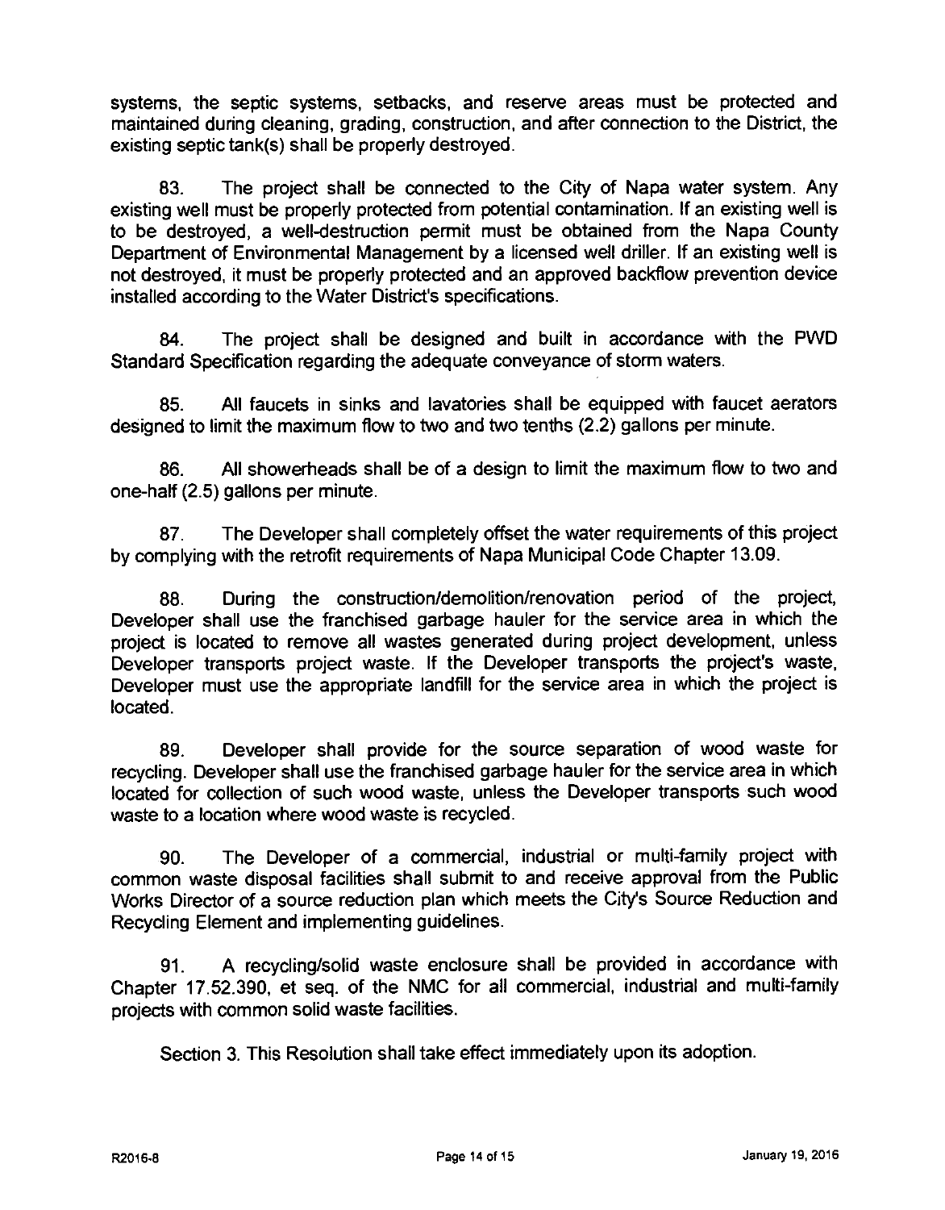systems, the septic systems, setbacks, and reserve areas must be protected and maintained during cleaning, grading, construction, and after connection to the District, the existing septic tank(s) shall be properly destroyed.

83. The project shall be connected to the City of Napa water system. Any existing well must be properly protected from potential contamination. If an existing well is to be destroyed, a well-destruction permit must be obtained from the Napa County Department of Environmental Management by a licensed well driller. If an existing well is not destroyed, it must be properly protected and an approved backflow prevention device installed according to the Water District's specifications.

84. The project shall be designed and built in accordance with the PWD Standard Specification regarding the adequate conveyance of storm waters.

85. All faucets in sinks and lavatories shall be equipped with faucet aerators designed to limit the maximum flow to two and two tenths (2.2) gallons per minute.

86. All showerheads shall be of a design to limit the maximum flow to two and one-half (2.5) gallons per minute.

87. The Developer shall completely offset the water requirements of this project by complying with the retrofit requirements of Napa Municipal Code Chapter 13.09.

88. During the construction/demolition/renovation period of the project, Developer shall use the franchised garbage hauler for the service area in which the project is located to remove all wastes generated during project development, unless Developer transports project waste. If the Developer transports the project's waste, Developer must use the appropriate landfill for the service area in which the project is located.

89. Developer shall provide for the source separation of wood waste for recycling. Developer shall use the franchised garbage hauler for the service area in which located for collection of such wood waste, unless the Developer transports such wood waste to a location where wood waste is recycled.

90. The Developer of a commercial, industrial or multi-family project with common waste disposal facilities shall submit to and receive approval from the Public Works Director of a source reduction plan which meets the City's Source Reduction and Recycling Element and implementing guidelines.

91. A recycling/solid waste enclosure shall be provided in accordance with Chapter 17.52.390, et seq. of the NMC for all commercial, industrial and multi-family projects with common solid waste facilities.

Section 3. This Resolution shall take effect immediately upon its adoption.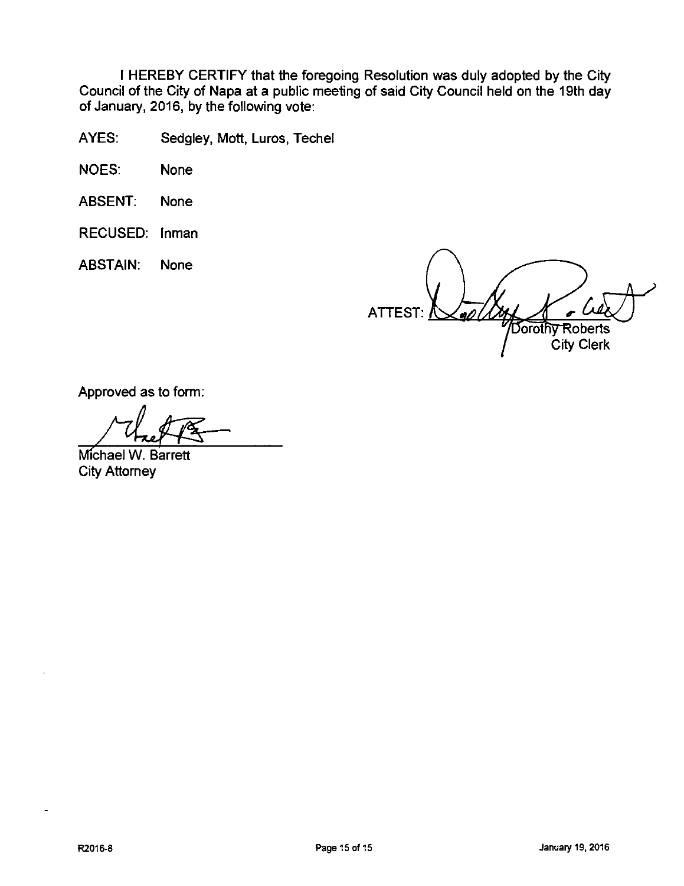I HEREBY CERTIFY that the foregoing Resolution was duly adopted by the City Council of the City of Napa at a public meeting of said City Council held on the 19th day of January, 2016, by the following vote:

AYES: Sedgley, Mott, Luros, Techel

NOES: None

ABSENT: None

RECUSED: Inman

ABSTAIN: None

ATTEST: Dorothy Roberts
City Clerk

Approved as to form:

Michael W. Barrett
City Attorney